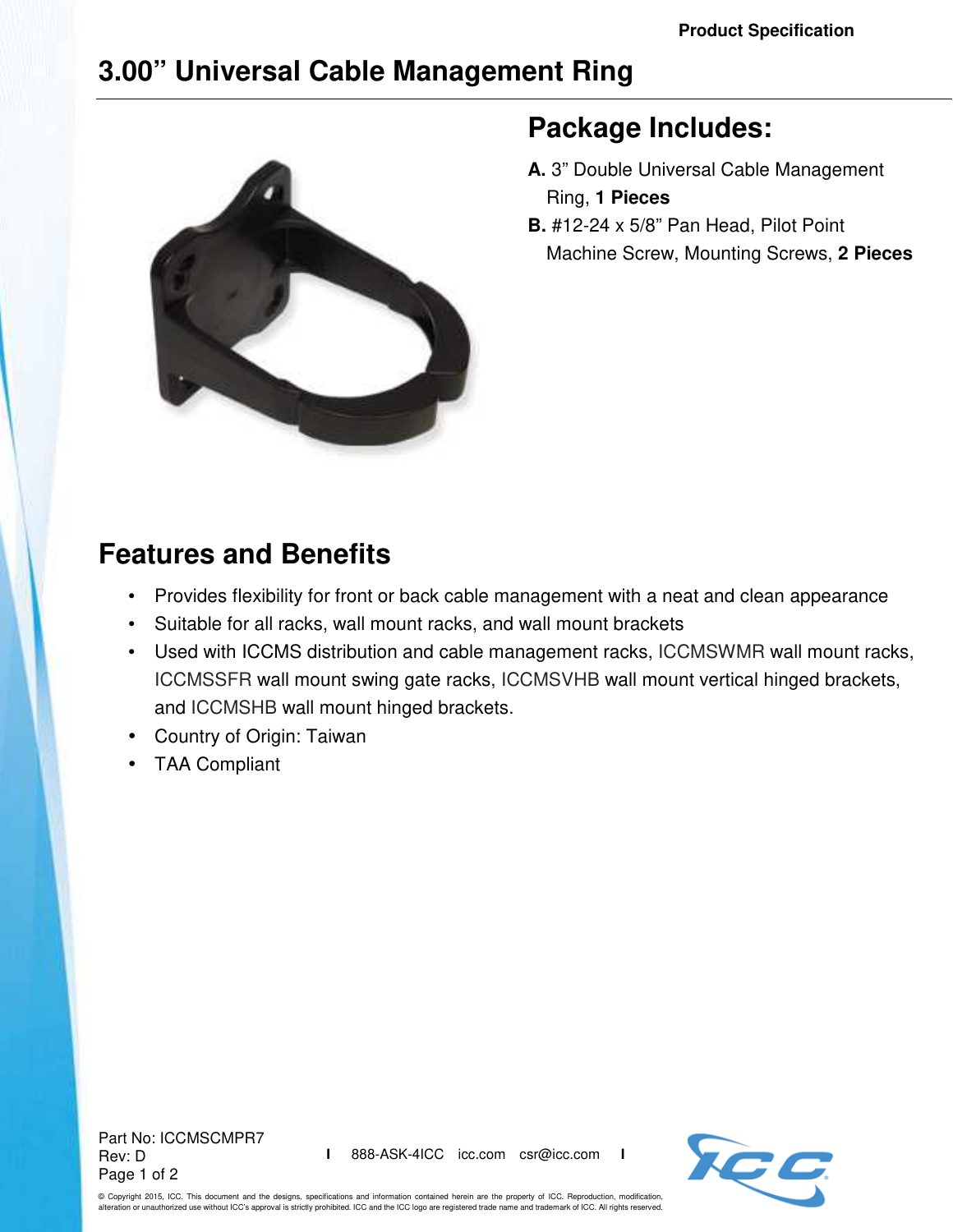Product Specification

# 3.00" Universal Cable Management Ring

## Package Includes:

**A.** 3" Double Universal Cable Management Ring, **1 Pieces**

**B.** #12-24 x 5/8" Pan Head, Pilot Point Machine Screw, Mounting Screws, **2 Pieces**

## Features and Benefits

- Provides flexibility for front or back cable management with a neat and clean appearance
- Suitable for all racks, wall mount racks, and wall mount brackets
- Used with ICCMS distribution and cable management racks, ICCMSWMR wall mount racks, ICCMSSFR wall mount swing gate racks, ICCMSVHB wall mount vertical hinged brackets, and ICCMSHB wall mount hinged brackets.
- Country of Origin: Taiwan
- TAA Compliant

Part No: ICCMSCMPR7
Rev: D

888-ASK-4ICC icc.com csr@icc.com

© Copyright 2015, ICC. This document and the designs, specifications and information contained herein are the property of ICC. Reproduction, modification, alteration or unauthorized use without ICC's approval is strictly prohibited. ICC and the ICC logo are registered trade name and trademark of ICC. All rights reserved.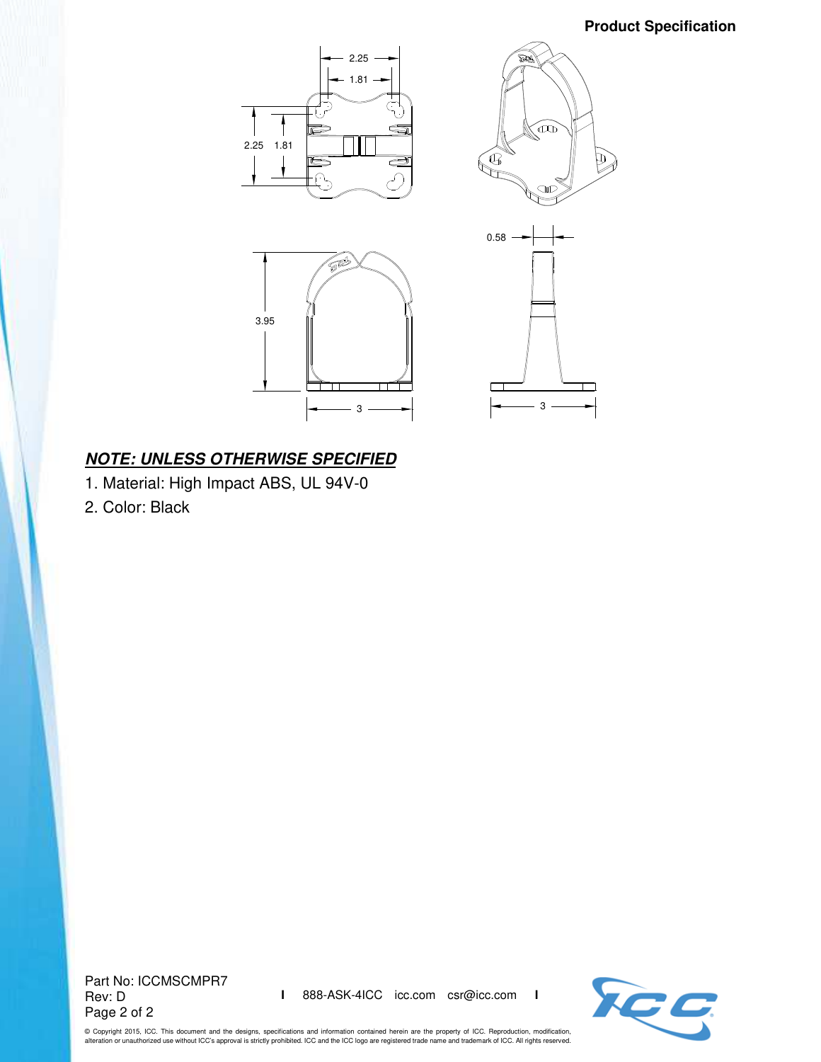2.25

1.81

2.25 1.81

0.58

3.95

3

3

***NOTE: UNLESS OTHERWISE SPECIFIED***

1. Material: High Impact ABS, UL 94V-0
2. Color: Black

Part No: ICCMSCMPR7
Rev: D

888-ASK-4ICC icc.com csr@icc.com

© Copyright 2015, ICC. This document and the designs, specifications and information contained herein are the property of ICC. Reproduction, modification, alteration or unauthorized use without ICC's approval is strictly prohibited. ICC and the ICC logo are registered trade name and trademark of ICC. All rights reserved.